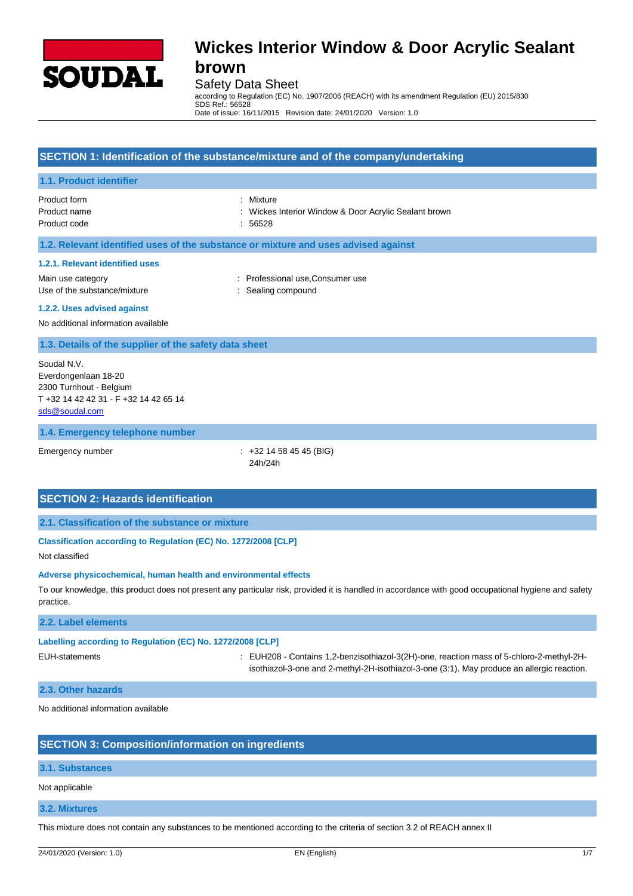# Wickes Interior Window & Door Acrylic Sealant brown

Safety Data Sheet

according to Regulation (EC) No. 1907/2006 (REACH) with its amendment Regulation (EU) 2015/830
SDS Ref.: 56528
Date of issue: 16/11/2015 Revision date: 24/01/2020 Version: 1.0

## SECTION 1: Identification of the substance/mixture and of the company/undertaking

### 1.1. Product identifier

Product form : Mixture
Product name : Wickes Interior Window & Door Acrylic Sealant brown
Product code : 56528

### 1.2. Relevant identified uses of the substance or mixture and uses advised against

#### 1.2.1. Relevant identified uses

Main use category : Professional use,Consumer use
Use of the substance/mixture : Sealing compound

#### 1.2.2. Uses advised against

No additional information available

### 1.3. Details of the supplier of the safety data sheet

Soudal N.V.
Everdongenlaan 18-20
2300 Turnhout - Belgium
T +32 14 42 42 31 - F +32 14 42 65 14
sds@soudal.com

### 1.4. Emergency telephone number

Emergency number : +32 14 58 45 45 (BIG)
24h/24h

## SECTION 2: Hazards identification

### 2.1. Classification of the substance or mixture

**Classification according to Regulation (EC) No. 1272/2008 [CLP]**

Not classified

**Adverse physicochemical, human health and environmental effects**

To our knowledge, this product does not present any particular risk, provided it is handled in accordance with good occupational hygiene and safety practice.

### 2.2. Label elements

**Labelling according to Regulation (EC) No. 1272/2008 [CLP]**

EUH-statements : EUH208 - Contains 1,2-benzisothiazol-3(2H)-one, reaction mass of 5-chloro-2-methyl-2H-isothiazol-3-one and 2-methyl-2H-isothiazol-3-one (3:1). May produce an allergic reaction.

### 2.3. Other hazards

No additional information available

## SECTION 3: Composition/information on ingredients

### 3.1. Substances

Not applicable

### 3.2. Mixtures

This mixture does not contain any substances to be mentioned according to the criteria of section 3.2 of REACH annex II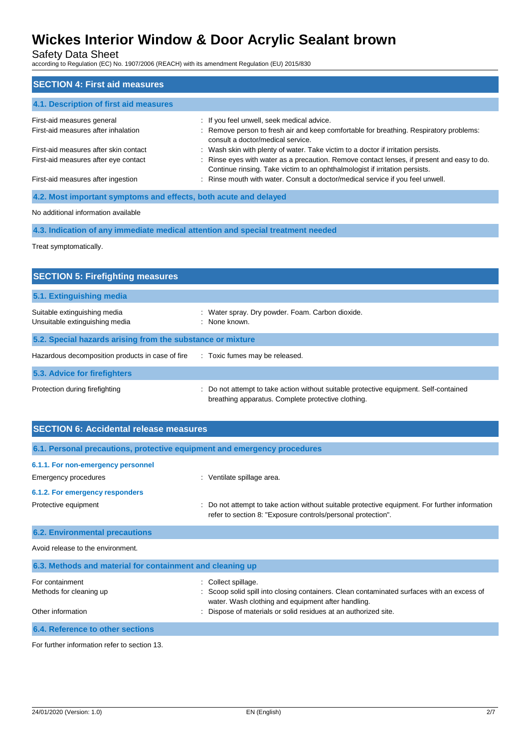## SECTION 4: First aid measures

### 4.1. Description of first aid measures

| | |
|---|---|
| First-aid measures general | : If you feel unwell, seek medical advice. |
| First-aid measures after inhalation | : Remove person to fresh air and keep comfortable for breathing. Respiratory problems: consult a doctor/medical service. |
| First-aid measures after skin contact | : Wash skin with plenty of water. Take victim to a doctor if irritation persists. |
| First-aid measures after eye contact | : Rinse eyes with water as a precaution. Remove contact lenses, if present and easy to do. Continue rinsing. Take victim to an ophthalmologist if irritation persists. |
| First-aid measures after ingestion | : Rinse mouth with water. Consult a doctor/medical service if you feel unwell. |

### 4.2. Most important symptoms and effects, both acute and delayed

No additional information available

### 4.3. Indication of any immediate medical attention and special treatment needed

Treat symptomatically.

## SECTION 5: Firefighting measures

### 5.1. Extinguishing media

| | |
|---|---|
| Suitable extinguishing media | : Water spray. Dry powder. Foam. Carbon dioxide. |
| Unsuitable extinguishing media | : None known. |

### 5.2. Special hazards arising from the substance or mixture

| | |
|---|---|
| Hazardous decomposition products in case of fire | : Toxic fumes may be released. |

### 5.3. Advice for firefighters

| | |
|---|---|
| Protection during firefighting | : Do not attempt to take action without suitable protective equipment. Self-contained breathing apparatus. Complete protective clothing. |

## SECTION 6: Accidental release measures

### 6.1. Personal precautions, protective equipment and emergency procedures

#### 6.1.1. For non-emergency personnel

| | |
|---|---|
| Emergency procedures | : Ventilate spillage area. |

#### 6.1.2. For emergency responders

| | |
|---|---|
| Protective equipment | : Do not attempt to take action without suitable protective equipment. For further information refer to section 8: "Exposure controls/personal protection". |

### 6.2. Environmental precautions

Avoid release to the environment.

### 6.3. Methods and material for containment and cleaning up

| | |
|---|---|
| For containment | : Collect spillage. |
| Methods for cleaning up | : Scoop solid spill into closing containers. Clean contaminated surfaces with an excess of water. Wash clothing and equipment after handling. |
| Other information | : Dispose of materials or solid residues at an authorized site. |

### 6.4. Reference to other sections

For further information refer to section 13.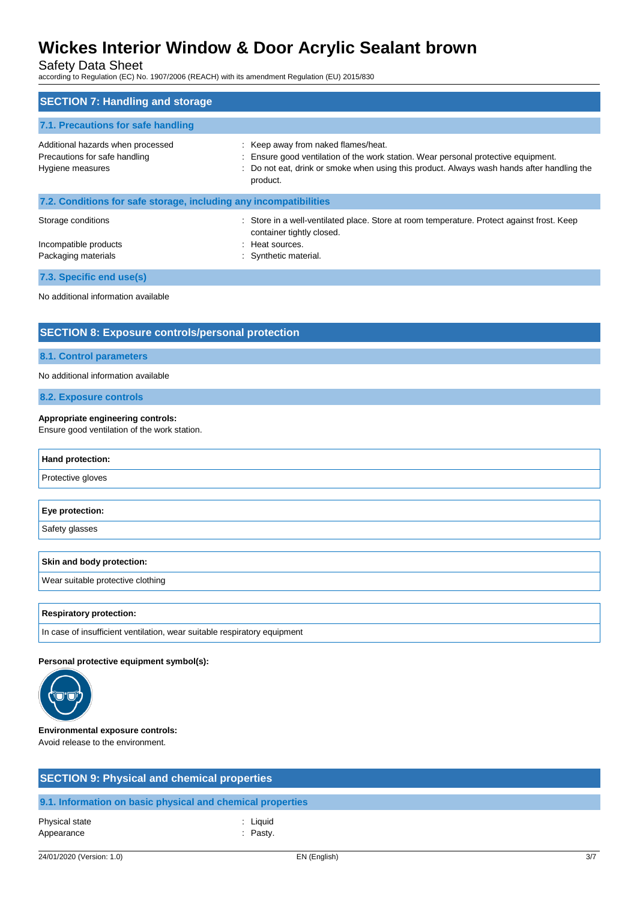## SECTION 7: Handling and storage

### 7.1. Precautions for safe handling

| | |
|---|---|
| Additional hazards when processed | : Keep away from naked flames/heat. |
| Precautions for safe handling | : Ensure good ventilation of the work station. Wear personal protective equipment. |
| Hygiene measures | : Do not eat, drink or smoke when using this product. Always wash hands after handling the product. |

### 7.2. Conditions for safe storage, including any incompatibilities

| | |
|---|---|
| Storage conditions | : Store in a well-ventilated place. Store at room temperature. Protect against frost. Keep container tightly closed. |
| Incompatible products | : Heat sources. |
| Packaging materials | : Synthetic material. |

### 7.3. Specific end use(s)

No additional information available

## SECTION 8: Exposure controls/personal protection

### 8.1. Control parameters

No additional information available

### 8.2. Exposure controls

**Appropriate engineering controls:**
Ensure good ventilation of the work station.

| **Hand protection:** |
|---|
| Protective gloves |

| **Eye protection:** |
|---|
| Safety glasses |

| **Skin and body protection:** |
|---|
| Wear suitable protective clothing |

| **Respiratory protection:** |
|---|
| In case of insufficient ventilation, wear suitable respiratory equipment |

**Personal protective equipment symbol(s):**

**Environmental exposure controls:**
Avoid release to the environment.

## SECTION 9: Physical and chemical properties

### 9.1. Information on basic physical and chemical properties

| | |
|---|---|
| Physical state | : Liquid |
| Appearance | : Pasty. |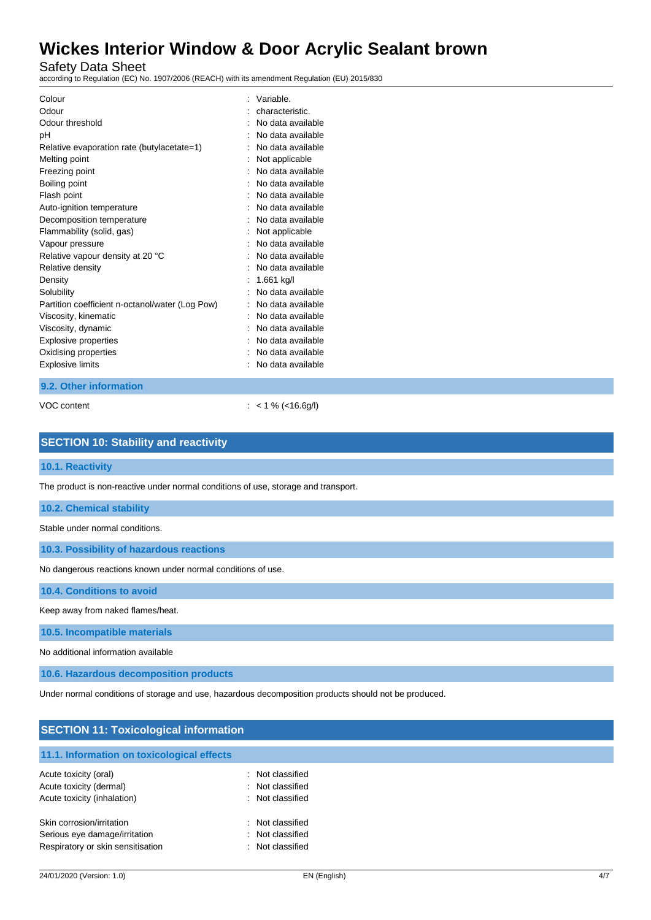| | |
|---|---|
| Colour | : Variable. |
| Odour | : characteristic. |
| Odour threshold | : No data available |
| pH | : No data available |
| Relative evaporation rate (butylacetate=1) | : No data available |
| Melting point | : Not applicable |
| Freezing point | : No data available |
| Boiling point | : No data available |
| Flash point | : No data available |
| Auto-ignition temperature | : No data available |
| Decomposition temperature | : No data available |
| Flammability (solid, gas) | : Not applicable |
| Vapour pressure | : No data available |
| Relative vapour density at 20 °C | : No data available |
| Relative density | : No data available |
| Density | : 1.661 kg/l |
| Solubility | : No data available |
| Partition coefficient n-octanol/water (Log Pow) | : No data available |
| Viscosity, kinematic | : No data available |
| Viscosity, dynamic | : No data available |
| Explosive properties | : No data available |
| Oxidising properties | : No data available |
| Explosive limits | : No data available |

### 9.2. Other information

| | |
|---|---|
| VOC content | : < 1 % (<16.6g/l) |

## SECTION 10: Stability and reactivity

### 10.1. Reactivity

The product is non-reactive under normal conditions of use, storage and transport.

### 10.2. Chemical stability

Stable under normal conditions.

### 10.3. Possibility of hazardous reactions

No dangerous reactions known under normal conditions of use.

### 10.4. Conditions to avoid

Keep away from naked flames/heat.

### 10.5. Incompatible materials

No additional information available

### 10.6. Hazardous decomposition products

Under normal conditions of storage and use, hazardous decomposition products should not be produced.

## SECTION 11: Toxicological information

### 11.1. Information on toxicological effects

| | |
|---|---|
| Acute toxicity (oral) | : Not classified |
| Acute toxicity (dermal) | : Not classified |
| Acute toxicity (inhalation) | : Not classified |
| Skin corrosion/irritation | : Not classified |
| Serious eye damage/irritation | : Not classified |
| Respiratory or skin sensitisation | : Not classified |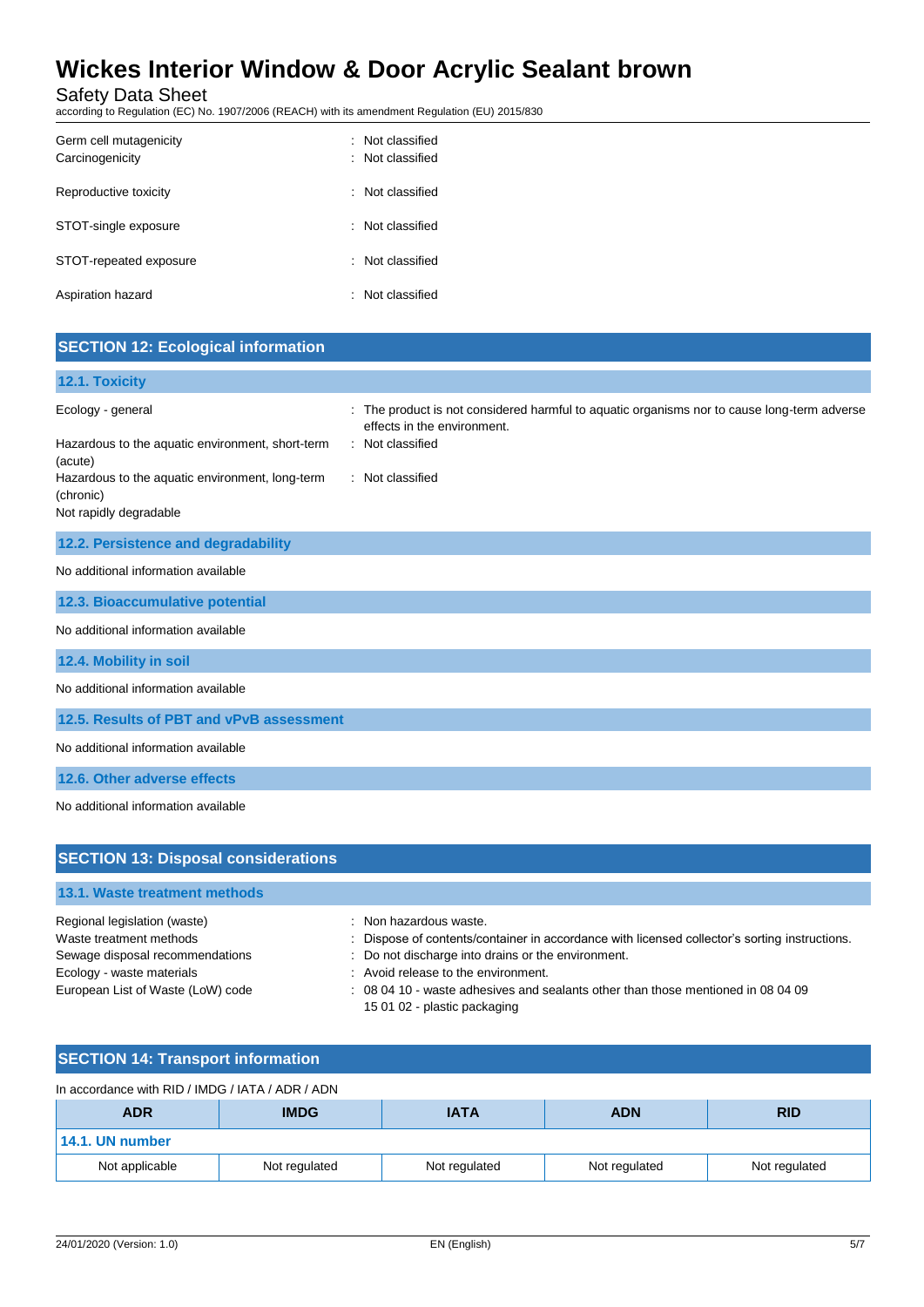Germ cell mutagenicity : Not classified
Carcinogenicity : Not classified

Reproductive toxicity : Not classified

STOT-single exposure : Not classified

STOT-repeated exposure : Not classified

Aspiration hazard : Not classified

## SECTION 12: Ecological information

### 12.1. Toxicity

Ecology - general : The product is not considered harmful to aquatic organisms nor to cause long-term adverse effects in the environment.
Hazardous to the aquatic environment, short-term (acute) : Not classified
Hazardous to the aquatic environment, long-term (chronic) : Not classified
Not rapidly degradable

### 12.2. Persistence and degradability

No additional information available

### 12.3. Bioaccumulative potential

No additional information available

### 12.4. Mobility in soil

No additional information available

### 12.5. Results of PBT and vPvB assessment

No additional information available

### 12.6. Other adverse effects

No additional information available

## SECTION 13: Disposal considerations

### 13.1. Waste treatment methods

Regional legislation (waste) : Non hazardous waste.
Waste treatment methods : Dispose of contents/container in accordance with licensed collector's sorting instructions.
Sewage disposal recommendations : Do not discharge into drains or the environment.
Ecology - waste materials : Avoid release to the environment.
European List of Waste (LoW) code : 08 04 10 - waste adhesives and sealants other than those mentioned in 08 04 09
15 01 02 - plastic packaging

## SECTION 14: Transport information

In accordance with RID / IMDG / IATA / ADR / ADN

| ADR | IMDG | IATA | ADN | RID |
|---|---|---|---|---|
| **14.1. UN number** | | | | |
| Not applicable | Not regulated | Not regulated | Not regulated | Not regulated |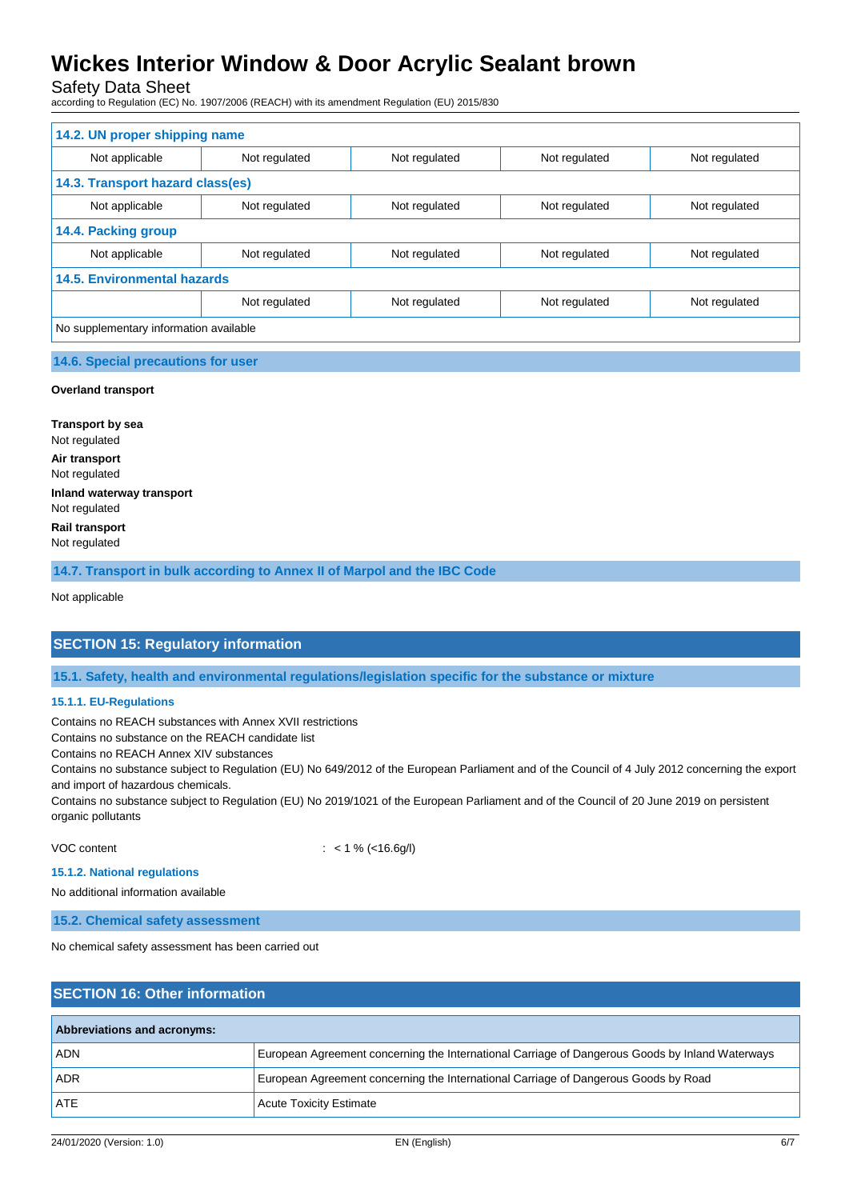| 14.2. UN proper shipping name | | | | |
|---|---|---|---|---|
| Not applicable | Not regulated | Not regulated | Not regulated | Not regulated |
| **14.3. Transport hazard class(es)** | | | | |
| Not applicable | Not regulated | Not regulated | Not regulated | Not regulated |
| **14.4. Packing group** | | | | |
| Not applicable | Not regulated | Not regulated | Not regulated | Not regulated |
| **14.5. Environmental hazards** | | | | |
| | Not regulated | Not regulated | Not regulated | Not regulated |
| No supplementary information available | | | | |

### 14.6. Special precautions for user

**Overland transport**

**Transport by sea**
Not regulated

**Air transport**
Not regulated

**Inland waterway transport**
Not regulated

**Rail transport**
Not regulated

### 14.7. Transport in bulk according to Annex II of Marpol and the IBC Code

Not applicable

## SECTION 15: Regulatory information

### 15.1. Safety, health and environmental regulations/legislation specific for the substance or mixture

#### 15.1.1. EU-Regulations

Contains no REACH substances with Annex XVII restrictions
Contains no substance on the REACH candidate list
Contains no REACH Annex XIV substances
Contains no substance subject to Regulation (EU) No 649/2012 of the European Parliament and of the Council of 4 July 2012 concerning the export and import of hazardous chemicals.
Contains no substance subject to Regulation (EU) No 2019/1021 of the European Parliament and of the Council of 20 June 2019 on persistent organic pollutants

VOC content : < 1 % (<16.6g/l)

#### 15.1.2. National regulations

No additional information available

### 15.2. Chemical safety assessment

No chemical safety assessment has been carried out

## SECTION 16: Other information

| Abbreviations and acronyms: | |
|---|---|
| ADN | European Agreement concerning the International Carriage of Dangerous Goods by Inland Waterways |
| ADR | European Agreement concerning the International Carriage of Dangerous Goods by Road |
| ATE | Acute Toxicity Estimate |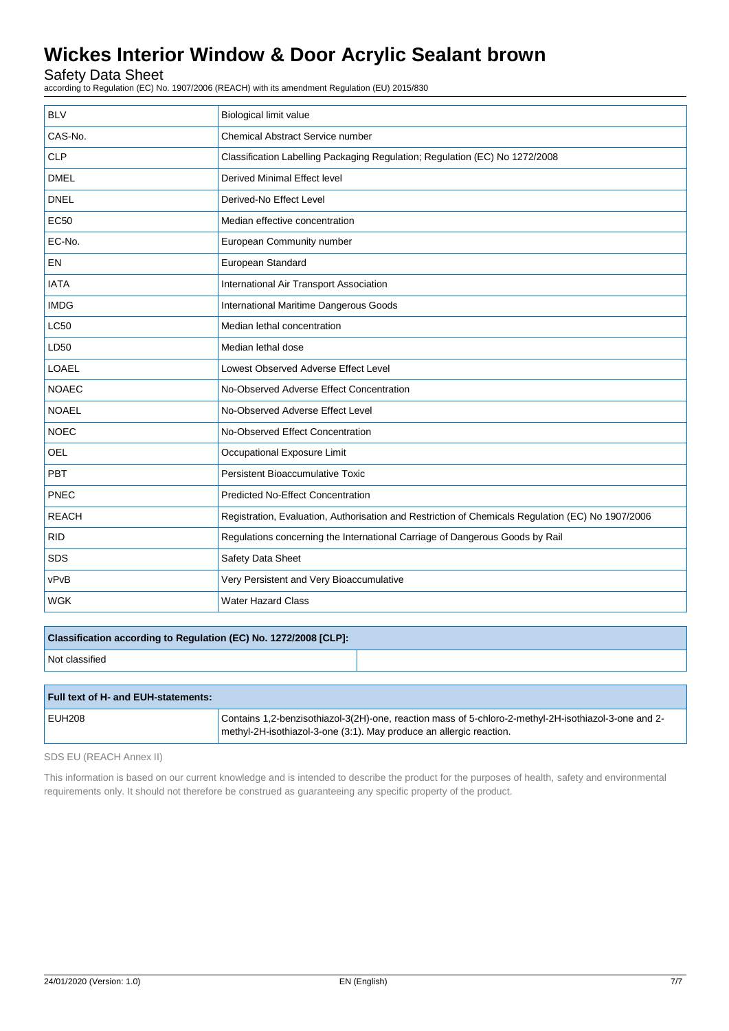| | |
|---|---|
| BLV | Biological limit value |
| CAS-No. | Chemical Abstract Service number |
| CLP | Classification Labelling Packaging Regulation; Regulation (EC) No 1272/2008 |
| DMEL | Derived Minimal Effect level |
| DNEL | Derived-No Effect Level |
| EC50 | Median effective concentration |
| EC-No. | European Community number |
| EN | European Standard |
| IATA | International Air Transport Association |
| IMDG | International Maritime Dangerous Goods |
| LC50 | Median lethal concentration |
| LD50 | Median lethal dose |
| LOAEL | Lowest Observed Adverse Effect Level |
| NOAEC | No-Observed Adverse Effect Concentration |
| NOAEL | No-Observed Adverse Effect Level |
| NOEC | No-Observed Effect Concentration |
| OEL | Occupational Exposure Limit |
| PBT | Persistent Bioaccumulative Toxic |
| PNEC | Predicted No-Effect Concentration |
| REACH | Registration, Evaluation, Authorisation and Restriction of Chemicals Regulation (EC) No 1907/2006 |
| RID | Regulations concerning the International Carriage of Dangerous Goods by Rail |
| SDS | Safety Data Sheet |
| vPvB | Very Persistent and Very Bioaccumulative |
| WGK | Water Hazard Class |

| **Classification according to Regulation (EC) No. 1272/2008 [CLP]:** | |
|---|---|
| Not classified | |

| **Full text of H- and EUH-statements:** | |
|---|---|
| EUH208 | Contains 1,2-benzisothiazol-3(2H)-one, reaction mass of 5-chloro-2-methyl-2H-isothiazol-3-one and 2-methyl-2H-isothiazol-3-one (3:1). May produce an allergic reaction. |

SDS EU (REACH Annex II)

This information is based on our current knowledge and is intended to describe the product for the purposes of health, safety and environmental requirements only. It should not therefore be construed as guaranteeing any specific property of the product.